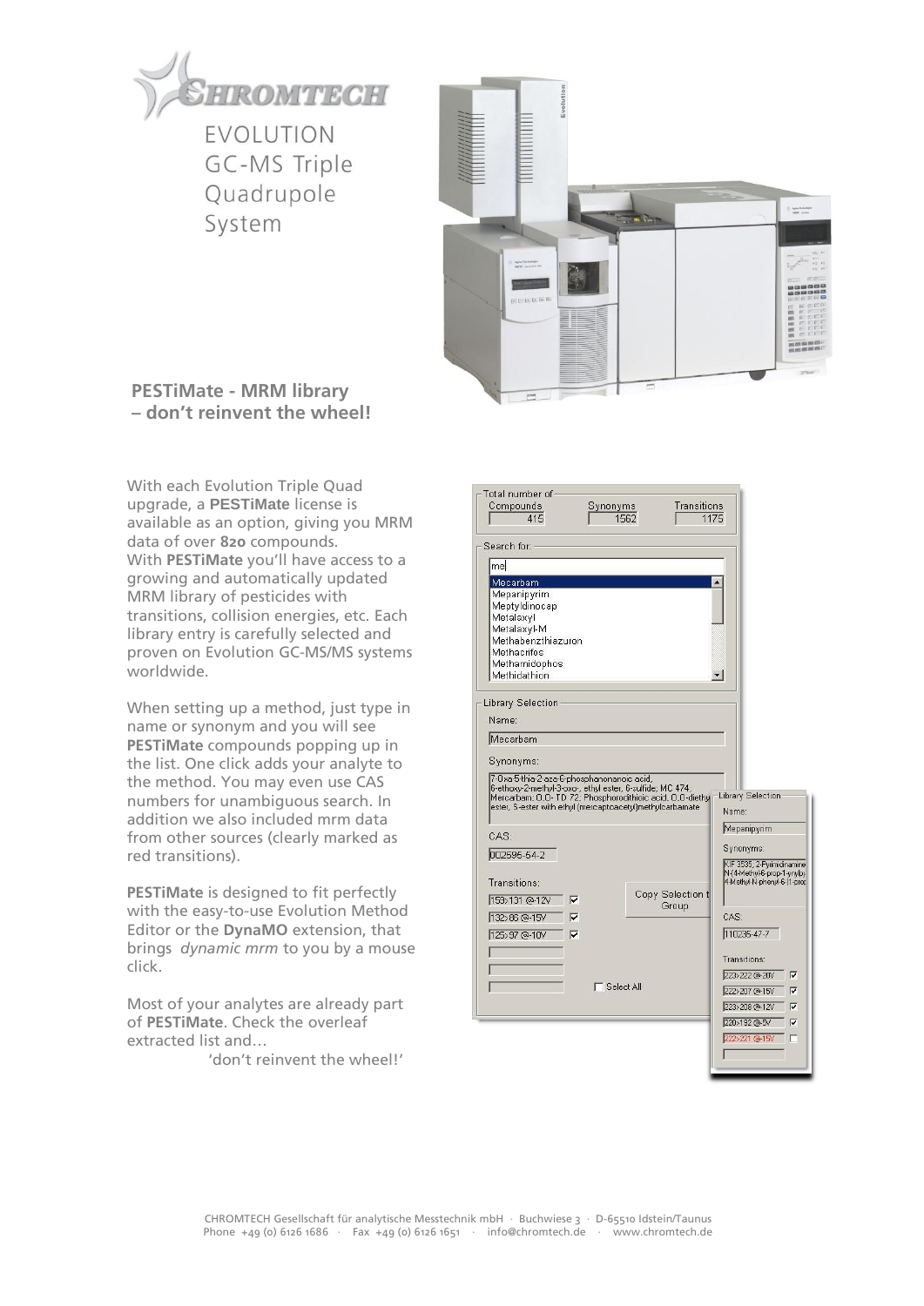# EVOLUTION GC-MS Triple Quadrupole System

## PESTiMate - MRM library – don't reinvent the wheel!

With each Evolution Triple Quad upgrade, a **PESTiMate** license is available as an option, giving you MRM data of over **820** compounds. With **PESTiMate** you'll have access to a growing and automatically updated MRM library of pesticides with transitions, collision energies, etc. Each library entry is carefully selected and proven on Evolution GC-MS/MS systems worldwide.

When setting up a method, just type in name or synonym and you will see **PESTiMate** compounds popping up in the list. One click adds your analyte to the method. You may even use CAS numbers for unambiguous search. In addition we also included mrm data from other sources (clearly marked as red transitions).

**PESTiMate** is designed to fit perfectly with the easy-to-use Evolution Method Editor or the **DynaMO** extension, that brings *dynamic mrm* to you by a mouse click.

Most of your analytes are already part of **PESTiMate**. Check the overleaf extracted list and…

'don't reinvent the wheel!'

CHROMTECH Gesellschaft für analytische Messtechnik mbH · Buchwiese 3 · D-65510 Idstein/Taunus
Phone +49 (0) 6126 1686 · Fax +49 (0) 6126 1651 · info@chromtech.de · www.chromtech.de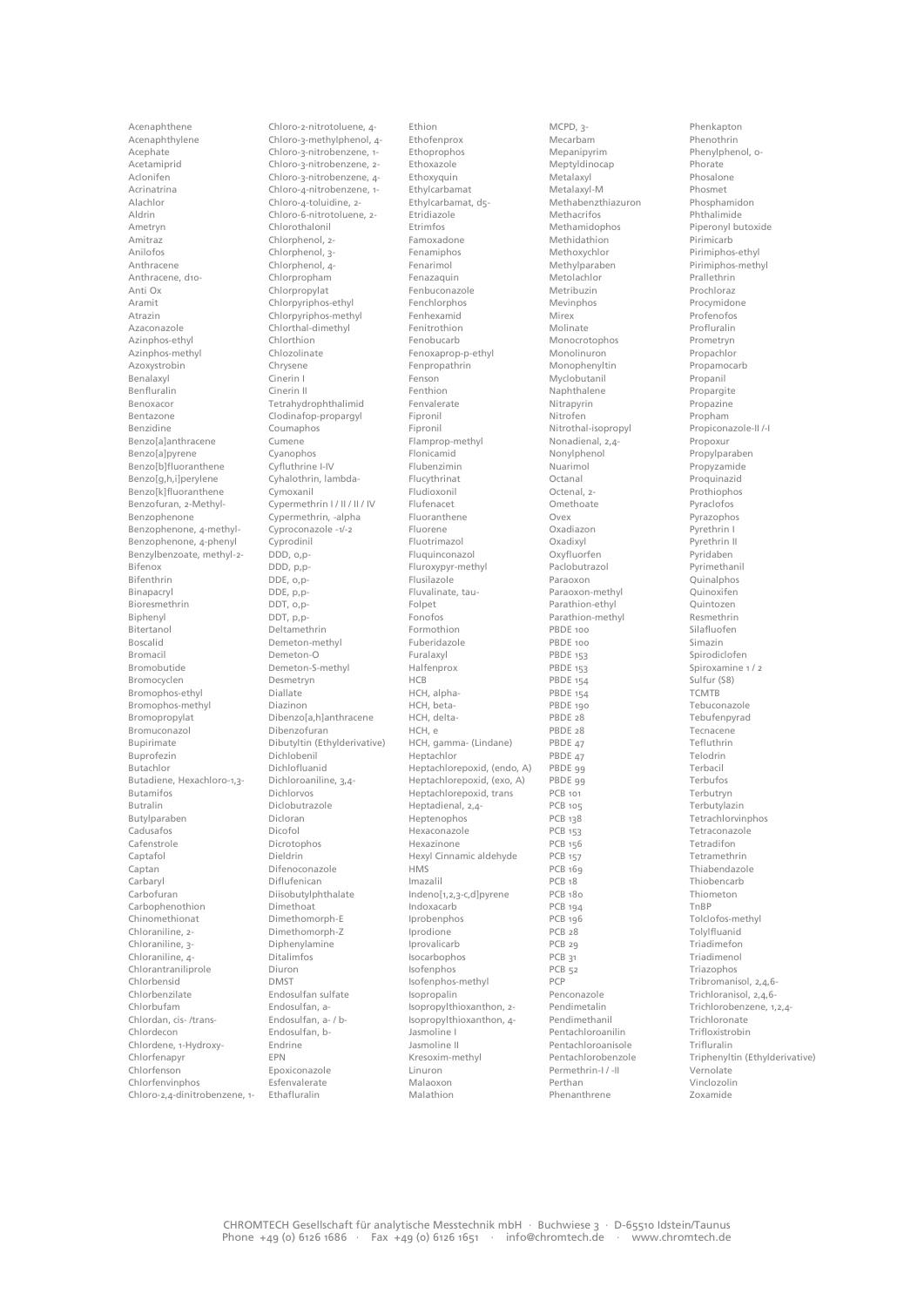Acenaphthene
Acenaphthylene
Acephate
Acetamiprid
Aclonifen
Acrinatrina
Alachlor
Aldrin
Ametryn
Amitraz
Anilofos
Anthracene
Anthracene, d10-
Anti Ox
Aramit
Atrazin
Azaconazole
Azinphos-ethyl
Azinphos-methyl
Azoxystrobin
Benalaxyl
Benfluralin
Benoxacor
Bentazone
Benzidine
Benzo[a]anthracene
Benzo[a]pyrene
Benzo[b]fluoranthene
Benzo[g,h,i]perylene
Benzo[k]fluoranthene
Benzofuran, 2-Methyl-
Benzophenone
Benzophenone, 4-methyl-
Benzophenone, 4-phenyl
Benzylbenzoate, methyl-2-
Bifenox
Bifenthrin
Binapacryl
Bioresmethrin
Biphenyl
Bitertanol
Boscalid
Bromacil
Bromobutide
Bromocyclen
Bromophos-ethyl
Bromophos-methyl
Bromopropylat
Bromuconazol
Bupirimate
Buprofezin
Butachlor
Butadiene, Hexachloro-1,3-
Butamifos
Butralin
Butylparaben
Cadusafos
Cafenstrole
Captafol
Captan
Carbaryl
Carbofuran
Carbophenothion
Chinomethionat
Chloraniline, 2-
Chloraniline, 3-
Chloraniline, 4-
Chlorantraniliprole
Chlorbensid
Chlorbenzilate
Chlorbufam
Chlordan, cis- /trans-
Chlordecon
Chlordene, 1-Hydroxy-
Chlorfenapyr
Chlorfenson
Chlorfenvinphos
Chloro-2,4-dinitrobenzene, 1-
Chloro-2-nitrotoluene, 4-
Chloro-3-methylphenol, 4-
Chloro-3-nitrobenzene, 1-
Chloro-3-nitrobenzene, 2-
Chloro-3-nitrobenzene, 4-
Chloro-4-nitrobenzene, 1-
Chloro-4-toluidine, 2-
Chloro-6-nitrotoluene, 2-
Chlorothalonil
Chlorphenol, 2-
Chlorphenol, 3-
Chlorphenol, 4-
Chlorpropham
Chlorpropylat
Chlorpyriphos-ethyl
Chlorpyriphos-methyl
Chlorthal-dimethyl
Chlorthion
Chlozolinate
Chrysene
Cinerin I
Cinerin II
Tetrahydrophthalimid
Clodinafop-propargyl
Coumaphos
Cumene
Cyanophos
Cyfluthrine I-IV
Cyhalothrin, lambda-
Cymoxanil
Cypermethrin I / II / II / IV
Cypermethrin, -alpha
Cyproconazole -1/-2
Cyprodinil
DDD, o,p-
DDD, p,p-
DDE, o,p-
DDE, p,p-
DDT, o,p-
DDT, p,p-
Deltamethrin
Demeton-methyl
Demeton-O
Demeton-S-methyl
Desmetryn
Diallate
Diazinon
Dibenzo[a,h]anthracene
Dibenzofuran
Dibutyltin (Ethylderivative)
Dichlobenil
Dichlofluanid
Dichloroaniline, 3,4-
Dichlorvos
Diclobutrazole
Dicloran
Dicofol
Dicrotophos
Dieldrin
Difenoconazole
Diflufenican
Diisobutylphthalate
Dimethoat
Dimethomorph-E
Dimethomorph-Z
Diphenylamine
Ditalimfos
Diuron
DMST
Endosulfan sulfate
Endosulfan, a-
Endosulfan, a- / b-
Endosulfan, b-
Endrine
EPN
Epoxiconazole
Esfenvalerate
Ethafluralin
Ethion
Ethofenprox
Ethoprophos
Ethoxazole
Ethoxyquin
Ethylcarbamat
Ethylcarbamat, d5-
Etridiazole
Etrimfos
Famoxadone
Fenamiphos
Fenarimol
Fenazaquin
Fenbuconazole
Fenchlorphos
Fenhexamid
Fenitrothion
Fenobucarb
Fenoxaprop-p-ethyl
Fenpropathrin
Fenson
Fenthion
Fenvalerate
Fipronil
Fipronil
Flamprop-methyl
Flonicamid
Flubenzimin
Flucythrinat
Fludioxonil
Flufenacet
Fluoranthene
Fluorene
Fluotrimazol
Fluquinconazol
Fluroxypyr-methyl
Flusilazole
Fluvalinate, tau-
Folpet
Fonofos
Formothion
Fuberidazole
Furalaxyl
Halfenprox
HCB
HCH, alpha-
HCH, beta-
HCH, delta-
HCH, e
HCH, gamma- (Lindane)
Heptachlor
Heptachlorepoxid, (endo, A)
Heptachlorepoxid, (exo, A)
Heptachlorepoxid, trans
Heptadienal, 2,4-
Heptenophos
Hexaconazole
Hexazinone
Hexyl Cinnamic aldehyde
HMS
Imazalil
Indeno[1,2,3-c,d]pyrene
Indoxacarb
Iprobenphos
Iprodione
Iprovalicarb
Isocarbophos
Isofenphos
Isofenphos-methyl
Isopropalin
Isopropylthioxanthon, 2-
Isopropylthioxanthon, 4-
Jasmoline I
Jasmoline II
Kresoxim-methyl
Linuron
Malaoxon
Malathion
MCPD, 3-
Mecarbam
Mepanipyrim
Meptyldinocap
Metalaxyl
Metalaxyl-M
Methabenzthiazuron
Methacrifos
Methamidophos
Methidathion
Methoxychlor
Methylparaben
Metolachlor
Metribuzin
Mevinphos
Mirex
Molinate
Monocrotophos
Monolinuron
Monophenyltin
Myclobutanil
Naphthalene
Nitrapyrin
Nitrofen
Nitrothal-isopropyl
Nonadienal, 2,4-
Nonylphenol
Nuarimol
Octanal
Octenal, 2-
Omethoate
Ovex
Oxadiazon
Oxadixyl
Oxyfluorfen
Paclobutrazol
Paraoxon
Paraoxon-methyl
Parathion-ethyl
Parathion-methyl
PBDE 100
PBDE 100
PBDE 153
PBDE 153
PBDE 154
PBDE 154
PBDE 190
PBDE 28
PBDE 28
PBDE 47
PBDE 47
PBDE 99
PBDE 99
PCB 101
PCB 105
PCB 138
PCB 153
PCB 156
PCB 157
PCB 169
PCB 18
PCB 180
PCB 194
PCB 196
PCB 28
PCB 29
PCB 31
PCB 52
PCP
Penconazole
Pendimetalin
Pendimethanil
Pentachloroanilin
Pentachloroanisole
Pentachlorobenzole
Permethrin-I / -II
Perthan
Phenanthrene
Phenkapton
Phenothrin
Phenylphenol, o-
Phorate
Phosalone
Phosmet
Phosphamidon
Phthalimide
Piperonyl butoxide
Pirimicarb
Pirimiphos-ethyl
Pirimiphos-methyl
Prallethrin
Prochloraz
Procymidone
Profenofos
Profluralin
Prometryn
Propachlor
Propamocarb
Propanil
Propargite
Propazine
Propham
Propiconazole-II /-I
Propoxur
Propylparaben
Propyzamide
Proquinazid
Prothiophos
Pyraclofos
Pyrazophos
Pyrethrin I
Pyrethrin II
Pyridaben
Pyrimethanil
Quinalphos
Quinoxifen
Quintozen
Resmethrin
Silafluofen
Simazin
Spirodiclofen
Spiroxamine 1 / 2
Sulfur (S8)
TCMTB
Tebuconazole
Tebufenpyrad
Tecnacene
Tefluthrin
Telodrin
Terbacil
Terbufos
Terbutryn
Terbutylazin
Tetrachlorvinphos
Tetraconazole
Tetradifon
Tetramethrin
Thiabendazole
Thiobencarb
Thiometon
TnBP
Tolclofos-methyl
Tolylfluanid
Triadimefon
Triadimenol
Triazophos
Tribromanisol, 2,4,6-
Trichloranisol, 2,4,6-
Trichlorobenzene, 1,2,4-
Trichloronate
Trifloxistrobin
Trifluralin
Triphenyltin (Ethylderivative)
Vernolate
Vinclozolin
Zoxamide

CHROMTECH Gesellschaft für analytische Messtechnik mbH · Buchwiese 3 · D-65510 Idstein/Taunus
Phone +49 (0) 6126 1686 · Fax +49 (0) 6126 1651 · info@chromtech.de · www.chromtech.de